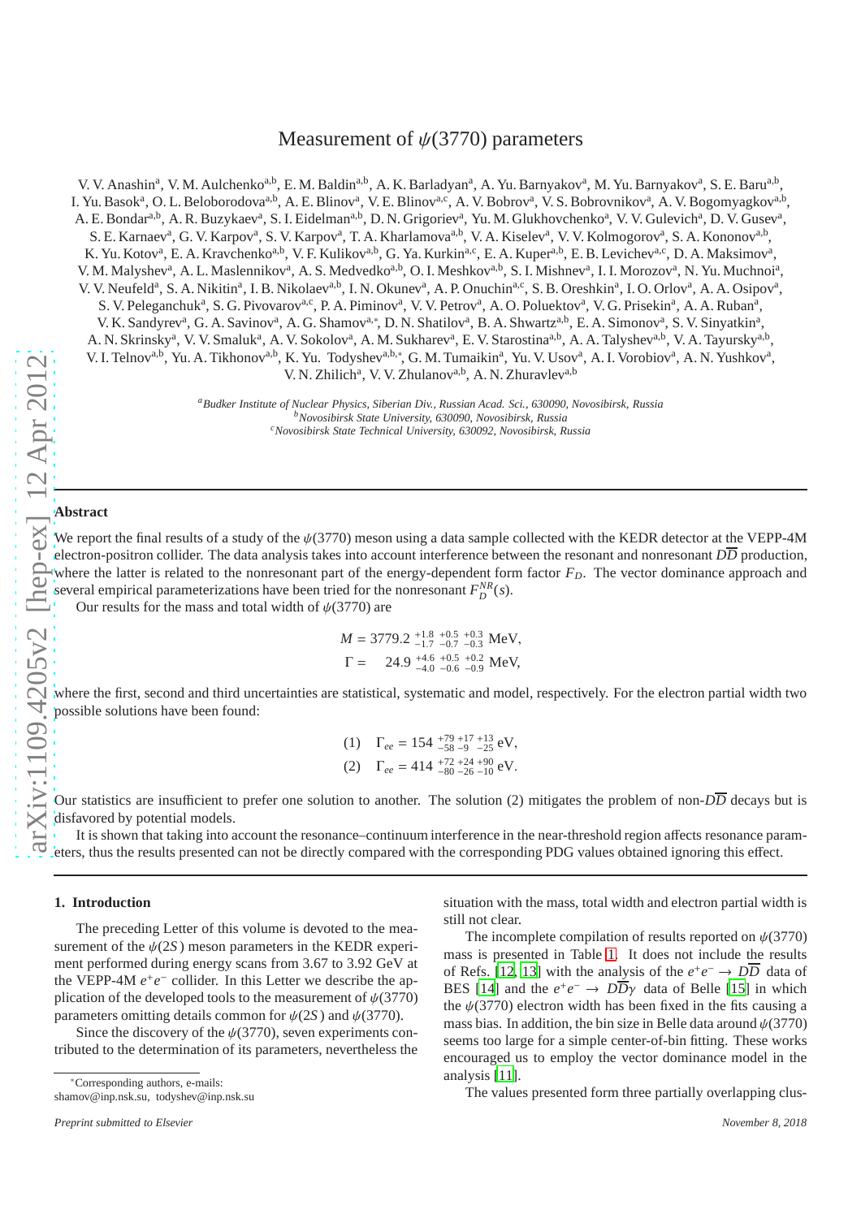# Measurement of $\psi(3770)$ parameters

V. V. Anashin[a], V. M. Aulchenko[a,b], E. M. Baldin[a,b], A. K. Barladyan[a], A. Yu. Barnyakov[a], M. Yu. Barnyakov[a], S. E. Baru[a,b], I. Yu. Basok[a], O. L. Beloborodova[a,b], A. E. Blinov[a], V. E. Blinov[a,c], A. V. Bobrov[a], V. S. Bobrovnikov[a], A. V. Bogomyagkov[a,b], A. E. Bondar[a,b], A. R. Buzykaev[a], S. I. Eidelman[a,b], D. N. Grigoriev[a], Yu. M. Glukhovchenko[a], V. V. Gulevich[a], D. V. Gusev[a], S. E. Karnaev[a], G. V. Karpov[a], S. V. Karpov[a], T. A. Kharlamova[a,b], V. A. Kiselev[a], V. V. Kolmogorov[a], S. A. Kononov[a,b], K. Yu. Kotov[a], E. A. Kravchenko[a,b], V. F. Kulikov[a,b], G. Ya. Kurkin[a,c], E. A. Kuper[a,b], E. B. Levichev[a,c], D. A. Maksimov[a], V. M. Malyshev[a], A. L. Maslennikov[a], A. S. Medvedko[a,b], O. I. Meshkov[a,b], S. I. Mishnev[a], I. I. Morozov[a], N. Yu. Muchnoi[a], V. V. Neufeld[a], S. A. Nikitin[a], I. B. Nikolaev[a,b], I. N. Okunev[a], A. P. Onuchin[a,c], S. B. Oreshkin[a], I. O. Orlov[a], A. A. Osipov[a], S. V. Peleganchuk[a], S. G. Pivovarov[a,c], P. A. Piminov[a], V. V. Petrov[a], A. O. Poluektov[a], V. G. Prisekin[a], A. A. Ruban[a], V. K. Sandyrev[a], G. A. Savinov[a], A. G. Shamov[a,*], D. N. Shatilov[a], B. A. Shwartz[a,b], E. A. Simonov[a], S. V. Sinyatkin[a], A. N. Skrinsky[a], V. V. Smaluk[a], A. V. Sokolov[a], A. M. Sukharev[a], E. V. Starostina[a,b], A. A. Talyshev[a,b], V. A. Tayursky[a,b], V. I. Telnov[a,b], Yu. A. Tikhonov[a,b], K. Yu. Todyshev[a,b,*], G. M. Tumaikin[a], Yu. V. Usov[a], A. I. Vorobiov[a], A. N. Yushkov[a], V. N. Zhilich[a], V. V. Zhulanov[a,b], A. N. Zhuravlev[a,b]

[a] *Budker Institute of Nuclear Physics, Siberian Div., Russian Acad. Sci., 630090, Novosibirsk, Russia*
[b] *Novosibirsk State University, 630090, Novosibirsk, Russia*
[c] *Novosibirsk State Technical University, 630092, Novosibirsk, Russia*

## Abstract

We report the final results of a study of the $\psi(3770)$ meson using a data sample collected with the KEDR detector at the VEPP-4M electron-positron collider. The data analysis takes into account interference between the resonant and nonresonant $D\overline{D}$ production, where the latter is related to the nonresonant part of the energy-dependent form factor $F_D$. The vector dominance approach and several empirical parameterizations have been tried for the nonresonant $F_D^{NR}(s)$.

Our results for the mass and total width of $\psi(3770)$ are

$$M = 3779.2\ ^{+1.8}_{-1.7}\ ^{+0.5}_{-0.7}\ ^{+0.3}_{-0.3}\ \text{MeV},$$
$$\Gamma = 24.9\ ^{+4.6}_{-4.0}\ ^{+0.5}_{-0.6}\ ^{+0.2}_{-0.9}\ \text{MeV},$$

where the first, second and third uncertainties are statistical, systematic and model, respectively. For the electron partial width two possible solutions have been found:

$$(1)\quad \Gamma_{ee} = 154\ ^{+79}_{-58}\ ^{+17}_{-9}\ ^{+13}_{-25}\ \text{eV},$$
$$(2)\quad \Gamma_{ee} = 414\ ^{+72}_{-80}\ ^{+24}_{-26}\ ^{+90}_{-10}\ \text{eV}.$$

Our statistics are insufficient to prefer one solution to another. The solution (2) mitigates the problem of non-$D\overline{D}$ decays but is disfavored by potential models.

It is shown that taking into account the resonance–continuum interference in the near-threshold region affects resonance parameters, thus the results presented can not be directly compared with the corresponding PDG values obtained ignoring this effect.

## 1. Introduction

The preceding Letter of this volume is devoted to the measurement of the $\psi(2S)$ meson parameters in the KEDR experiment performed during energy scans from 3.67 to 3.92 GeV at the VEPP-4M $e^+e^-$ collider. In this Letter we describe the application of the developed tools to the measurement of $\psi(3770)$ parameters omitting details common for $\psi(2S)$ and $\psi(3770)$.

Since the discovery of the $\psi(3770)$, seven experiments contributed to the determination of its parameters, nevertheless the situation with the mass, total width and electron partial width is still not clear.

The incomplete compilation of results reported on $\psi(3770)$ mass is presented in Table 1. It does not include the results of Refs. [12, 13] with the analysis of the $e^+e^- \to D\overline{D}$ data of BES [14] and the $e^+e^- \to D\overline{D}\gamma$ data of Belle [15] in which the $\psi(3770)$ electron width has been fixed in the fits causing a mass bias. In addition, the bin size in Belle data around $\psi(3770)$ seems too large for a simple center-of-bin fitting. These works encouraged us to employ the vector dominance model in the analysis [11].

The values presented form three partially overlapping clus-

*Corresponding authors, e-mails: shamov@inp.nsk.su, todyshev@inp.nsk.su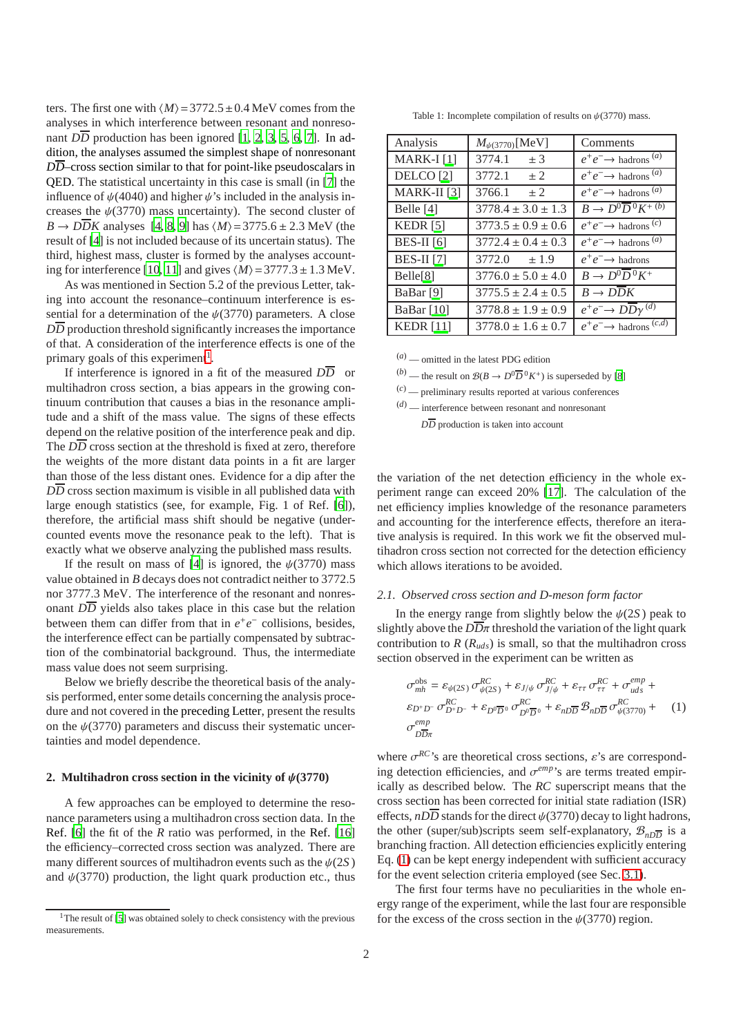ters. The first one with $\langle M\rangle = 3772.5 \pm 0.4$ MeV comes from the analyses in which interference between resonant and nonresonant $D\overline{D}$ production has been ignored [1, 2, 3, 5, 6, 7]. In addition, the analyses assumed the simplest shape of nonresonant $D\overline{D}$–cross section similar to that for point-like pseudoscalars in QED. The statistical uncertainty in this case is small (in [7] the influence of $\psi(4040)$ and higher $\psi$'s included in the analysis increases the $\psi(3770)$ mass uncertainty). The second cluster of $B \to D\overline{D}K$ analyses [4, 8, 9] has $\langle M\rangle = 3775.6 \pm 2.3$ MeV (the result of [4] is not included because of its uncertain status). The third, highest mass, cluster is formed by the analyses accounting for interference [10, 11] and gives $\langle M\rangle = 3777.3 \pm 1.3$ MeV.

As was mentioned in Section 5.2 of the previous Letter, taking into account the resonance–continuum interference is essential for a determination of the $\psi(3770)$ parameters. A close $D\overline{D}$ production threshold significantly increases the importance of that. A consideration of the interference effects is one of the primary goals of this experiment[1].

If interference is ignored in a fit of the measured $D\overline{D}$ or multihadron cross section, a bias appears in the growing continuum contribution that causes a bias in the resonance amplitude and a shift of the mass value. The signs of these effects depend on the relative position of the interference peak and dip. The $D\overline{D}$ cross section at the threshold is fixed at zero, therefore the weights of the more distant data points in a fit are larger than those of the less distant ones. Evidence for a dip after the $D\overline{D}$ cross section maximum is visible in all published data with large enough statistics (see, for example, Fig. 1 of Ref. [6]), therefore, the artificial mass shift should be negative (undercounted events move the resonance peak to the left). That is exactly what we observe analyzing the published mass results.

If the result on mass of [4] is ignored, the $\psi(3770)$ mass value obtained in $B$ decays does not contradict neither to 3772.5 nor 3777.3 MeV. The interference of the resonant and nonresonant $D\overline{D}$ yields also takes place in this case but the relation between them can differ from that in $e^+e^-$ collisions, besides, the interference effect can be partially compensated by subtraction of the combinatorial background. Thus, the intermediate mass value does not seem surprising.

Below we briefly describe the theoretical basis of the analysis performed, enter some details concerning the analysis procedure and not covered in the preceding Letter, present the results on the $\psi(3770)$ parameters and discuss their systematic uncertainties and model dependence.

[1] The result of [5] was obtained solely to check consistency with the previous measurements.

Table 1: Incomplete compilation of results on $\psi(3770)$ mass.

| Analysis | $M_{\psi(3770)}$[MeV] | Comments |
|---|---|---|
| MARK-I [1] | $3774.1 \quad \pm 3$ | $e^+e^- \to$ hadrons $^{(a)}$ |
| DELCO [2] | $3772.1 \quad \pm 2$ | $e^+e^- \to$ hadrons $^{(a)}$ |
| MARK-II [3] | $3766.1 \quad \pm 2$ | $e^+e^- \to$ hadrons $^{(a)}$ |
| Belle [4] | $3778.4 \pm 3.0 \pm 1.3$ | $B \to D^0\overline{D}{}^0K^+$ $^{(b)}$ |
| KEDR [5] | $3773.5 \pm 0.9 \pm 0.6$ | $e^+e^- \to$ hadrons $^{(c)}$ |
| BES-II [6] | $3772.4 \pm 0.4 \pm 0.3$ | $e^+e^- \to$ hadrons $^{(a)}$ |
| BES-II [7] | $3772.0 \quad \pm 1.9$ | $e^+e^- \to$ hadrons |
| Belle[8] | $3776.0 \pm 5.0 \pm 4.0$ | $B \to D^0\overline{D}{}^0K^+$ |
| BaBar [9] | $3775.5 \pm 2.4 \pm 0.5$ | $B \to D\overline{D}K$ |
| BaBar [10] | $3778.8 \pm 1.9 \pm 0.9$ | $e^+e^- \to D\overline{D}\gamma$ $^{(d)}$ |
| KEDR [11] | $3778.0 \pm 1.6 \pm 0.7$ | $e^+e^- \to$ hadrons $^{(c,d)}$ |

$^{(a)}$ — omitted in the latest PDG edition

$^{(b)}$ — the result on $\mathcal{B}(B \to D^0\overline{D}{}^0K^+)$ is superseded by [8]

$^{(c)}$ — preliminary results reported at various conferences

$^{(d)}$ — interference between resonant and nonresonant $D\overline{D}$ production is taken into account

## 2. Multihadron cross section in the vicinity of $\psi(3770)$

A few approaches can be employed to determine the resonance parameters using a multihadron cross section data. In the Ref. [6] the fit of the $R$ ratio was performed, in the Ref. [16] the efficiency–corrected cross section was analyzed. There are many different sources of multihadron events such as the $\psi(2S)$ and $\psi(3770)$ production, the light quark production etc., thus the variation of the net detection efficiency in the whole experiment range can exceed 20% [17]. The calculation of the net efficiency implies knowledge of the resonance parameters and accounting for the interference effects, therefore an iterative analysis is required. In this work we fit the observed multihadron cross section not corrected for the detection efficiency which allows iterations to be avoided.

### 2.1. Observed cross section and D-meson form factor

In the energy range from slightly below the $\psi(2S)$ peak to slightly above the $D\overline{D}\pi$ threshold the variation of the light quark contribution to $R$ ($R_{uds}$) is small, so that the multihadron cross section observed in the experiment can be written as

$$
\begin{aligned}
\sigma^{\rm obs}_{mh} = {} & \varepsilon_{\psi(2S)}\,\sigma^{RC}_{\psi(2S)} + \varepsilon_{J/\psi}\,\sigma^{RC}_{J/\psi} + \varepsilon_{\tau\tau}\,\sigma^{RC}_{\tau\tau} + \sigma^{emp}_{uds} + \\
& \varepsilon_{D^+D^-}\,\sigma^{RC}_{D^+D^-} + \varepsilon_{D^0\overline{D}{}^0}\,\sigma^{RC}_{D^0\overline{D}{}^0} + \varepsilon_{nD\overline{D}}\,\mathcal{B}_{nD\overline{D}}\,\sigma^{RC}_{\psi(3770)} + \\
& \sigma^{emp}_{D\overline{D}\pi}
\end{aligned}
\qquad (1)
$$

where $\sigma^{RC}$'s are theoretical cross sections, $\varepsilon$'s are corresponding detection efficiencies, and $\sigma^{emp}$'s are terms treated empirically as described below. The $RC$ superscript means that the cross section has been corrected for initial state radiation (ISR) effects, $nD\overline{D}$ stands for the direct $\psi(3770)$ decay to light hadrons, the other (super/sub)scripts seem self-explanatory, $\mathcal{B}_{nD\overline{D}}$ is a branching fraction. All detection efficiencies explicitly entering Eq. (1) can be kept energy independent with sufficient accuracy for the event selection criteria employed (see Sec. 3.1).

The first four terms have no peculiarities in the whole energy range of the experiment, while the last four are responsible for the excess of the cross section in the $\psi(3770)$ region.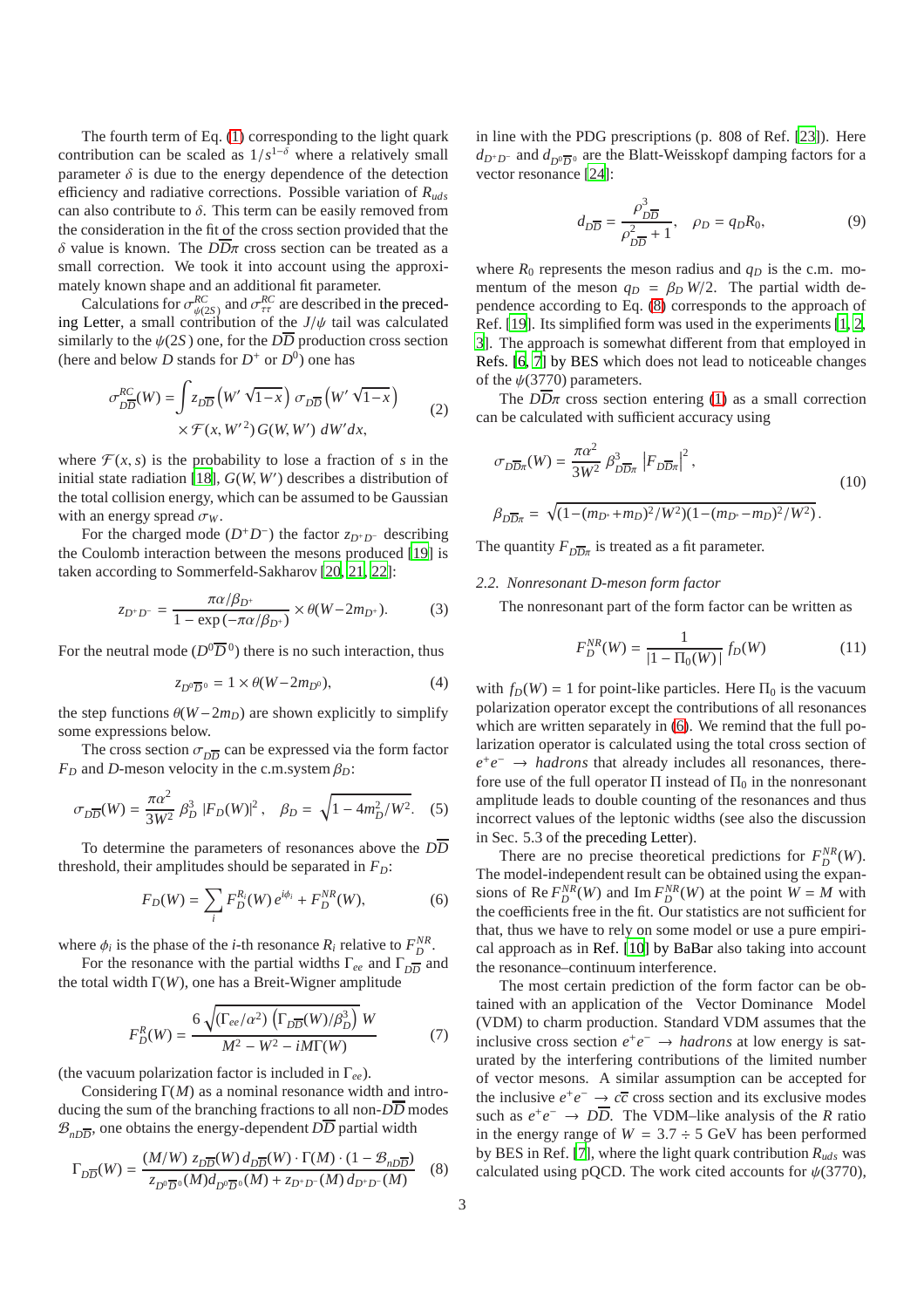The fourth term of Eq. (1) corresponding to the light quark contribution can be scaled as $1/s^{1-\delta}$ where a relatively small parameter $\delta$ is due to the energy dependence of the detection efficiency and radiative corrections. Possible variation of $R_{uds}$ can also contribute to $\delta$. This term can be easily removed from the consideration in the fit of the cross section provided that the $\delta$ value is known. The $D\overline{D}\pi$ cross section can be treated as a small correction. We took it into account using the approximately known shape and an additional fit parameter.

Calculations for $\sigma^{RC}_{\psi(2S)}$ and $\sigma^{RC}_{\tau\tau}$ are described in the preceding Letter, a small contribution of the $J/\psi$ tail was calculated similarly to the $\psi(2S)$ one, for the $D\overline{D}$ production cross section (here and below $D$ stands for $D^+$ or $D^0$) one has

$$\sigma^{RC}_{D\overline{D}}(W) = \int z_{D\overline{D}}\left(W'\sqrt{1-x}\right)\sigma_{D\overline{D}}\left(W'\sqrt{1-x}\right) \times \mathcal{F}(x, W'^2)\, G(W, W')\; dW' dx, \tag{2}$$

where $\mathcal{F}(x, s)$ is the probability to lose a fraction of $s$ in the initial state radiation [18], $G(W, W')$ describes a distribution of the total collision energy, which can be assumed to be Gaussian with an energy spread $\sigma_W$.

For the charged mode ($D^+D^-$) the factor $z_{D^+D^-}$ describing the Coulomb interaction between the mesons produced [19] is taken according to Sommerfeld-Sakharov [20, 21, 22]:

$$z_{D^+D^-} = \frac{\pi\alpha/\beta_{D^+}}{1-\exp\left(-\pi\alpha/\beta_{D^+}\right)} \times \theta(W - 2m_{D^+}). \tag{3}$$

For the neutral mode ($D^0\overline{D}{}^0$) there is no such interaction, thus

$$z_{D^0\overline{D}{}^0} = 1 \times \theta(W - 2m_{D^0}), \tag{4}$$

the step functions $\theta(W-2m_D)$ are shown explicitly to simplify some expressions below.

The cross section $\sigma_{D\overline{D}}$ can be expressed via the form factor $F_D$ and $D$-meson velocity in the c.m.system $\beta_D$:

$$\sigma_{D\overline{D}}(W) = \frac{\pi\alpha^2}{3W^2}\,\beta_D^3\,|F_D(W)|^2\,, \quad \beta_D = \sqrt{1-4m_D^2/W^2}. \tag{5}$$

To determine the parameters of resonances above the $D\overline{D}$ threshold, their amplitudes should be separated in $F_D$:

$$F_D(W) = \sum_i F_D^{R_i}(W)\,e^{i\phi_i} + F_D^{NR}(W), \tag{6}$$

where $\phi_i$ is the phase of the $i$-th resonance $R_i$ relative to $F_D^{NR}$.

For the resonance with the partial widths $\Gamma_{ee}$ and $\Gamma_{D\overline{D}}$ and the total width $\Gamma(W)$, one has a Breit-Wigner amplitude

$$F_D^R(W) = \frac{6\sqrt{(\Gamma_{ee}/\alpha^2)\left(\Gamma_{D\overline{D}}(W)/\beta_D^3\right)}\;W}{M^2 - W^2 - iM\Gamma(W)} \tag{7}$$

(the vacuum polarization factor is included in $\Gamma_{ee}$).

Considering $\Gamma(M)$ as a nominal resonance width and introducing the sum of the branching fractions to all non-$D\overline{D}$ modes $\mathcal{B}_{nD\overline{D}}$, one obtains the energy-dependent $D\overline{D}$ partial width

$$\Gamma_{D\overline{D}}(W) = \frac{(M/W)\; z_{D\overline{D}}(W)\, d_{D\overline{D}}(W) \cdot \Gamma(M) \cdot (1-\mathcal{B}_{nD\overline{D}})}{z_{D^0\overline{D}{}^0}(M) d_{D^0\overline{D}{}^0}(M) + z_{D^+D^-}(M)\, d_{D^+D^-}(M)} \tag{8}$$

in line with the PDG prescriptions (p. 808 of Ref. [23]). Here $d_{D^+D^-}$ and $d_{D^0\overline{D}{}^0}$ are the Blatt-Weisskopf damping factors for a vector resonance [24]:

$$d_{D\overline{D}} = \frac{\rho^3_{D\overline{D}}}{\rho^2_{D\overline{D}}+1}, \quad \rho_D = q_D R_0, \tag{9}$$

where $R_0$ represents the meson radius and $q_D$ is the c.m. momentum of the meson $q_D = \beta_D\, W/2$. The partial width dependence according to Eq. (8) corresponds to the approach of Ref. [19]. Its simplified form was used in the experiments [1, 2, 3]. The approach is somewhat different from that employed in Refs. [6, 7] by BES which does not lead to noticeable changes of the $\psi(3770)$ parameters.

The $D\overline{D}\pi$ cross section entering (1) as a small correction can be calculated with sufficient accuracy using

$$\sigma_{D\overline{D}\pi}(W) = \frac{\pi\alpha^2}{3W^2}\,\beta^3_{D\overline{D}\pi}\,\left|F_{D\overline{D}\pi}\right|^2,$$
$$\beta_{D\overline{D}\pi} = \sqrt{(1-(m_{D^*}+m_D)^2/W^2)(1-(m_{D^*}-m_D)^2/W^2)}. \tag{10}$$

The quantity $F_{D\overline{D}\pi}$ is treated as a fit parameter.

### 2.2. Nonresonant D-meson form factor

The nonresonant part of the form factor can be written as

$$F_D^{NR}(W) = \frac{1}{|1-\Pi_0(W)|}\, f_D(W) \tag{11}$$

with $f_D(W) = 1$ for point-like particles. Here $\Pi_0$ is the vacuum polarization operator except the contributions of all resonances which are written separately in (6). We remind that the full polarization operator is calculated using the total cross section of $e^+e^- \to$ *hadrons* that already includes all resonances, therefore use of the full operator $\Pi$ instead of $\Pi_0$ in the nonresonant amplitude leads to double counting of the resonances and thus incorrect values of the leptonic widths (see also the discussion in Sec. 5.3 of the preceding Letter).

There are no precise theoretical predictions for $F_D^{NR}(W)$. The model-independent result can be obtained using the expansions of $\mathrm{Re}\,F_D^{NR}(W)$ and $\mathrm{Im}\,F_D^{NR}(W)$ at the point $W = M$ with the coefficients free in the fit. Our statistics are not sufficient for that, thus we have to rely on some model or use a pure empirical approach as in Ref. [10] by BaBar also taking into account the resonance–continuum interference.

The most certain prediction of the form factor can be obtained with an application of the Vector Dominance Model (VDM) to charm production. Standard VDM assumes that the inclusive cross section $e^+e^- \to$ *hadrons* at low energy is saturated by the interfering contributions of the limited number of vector mesons. A similar assumption can be accepted for the inclusive $e^+e^- \to c\overline{c}$ cross section and its exclusive modes such as $e^+e^- \to D\overline{D}$. The VDM–like analysis of the $R$ ratio in the energy range of $W = 3.7 \div 5$ GeV has been performed by BES in Ref. [7], where the light quark contribution $R_{uds}$ was calculated using pQCD. The work cited accounts for $\psi(3770)$,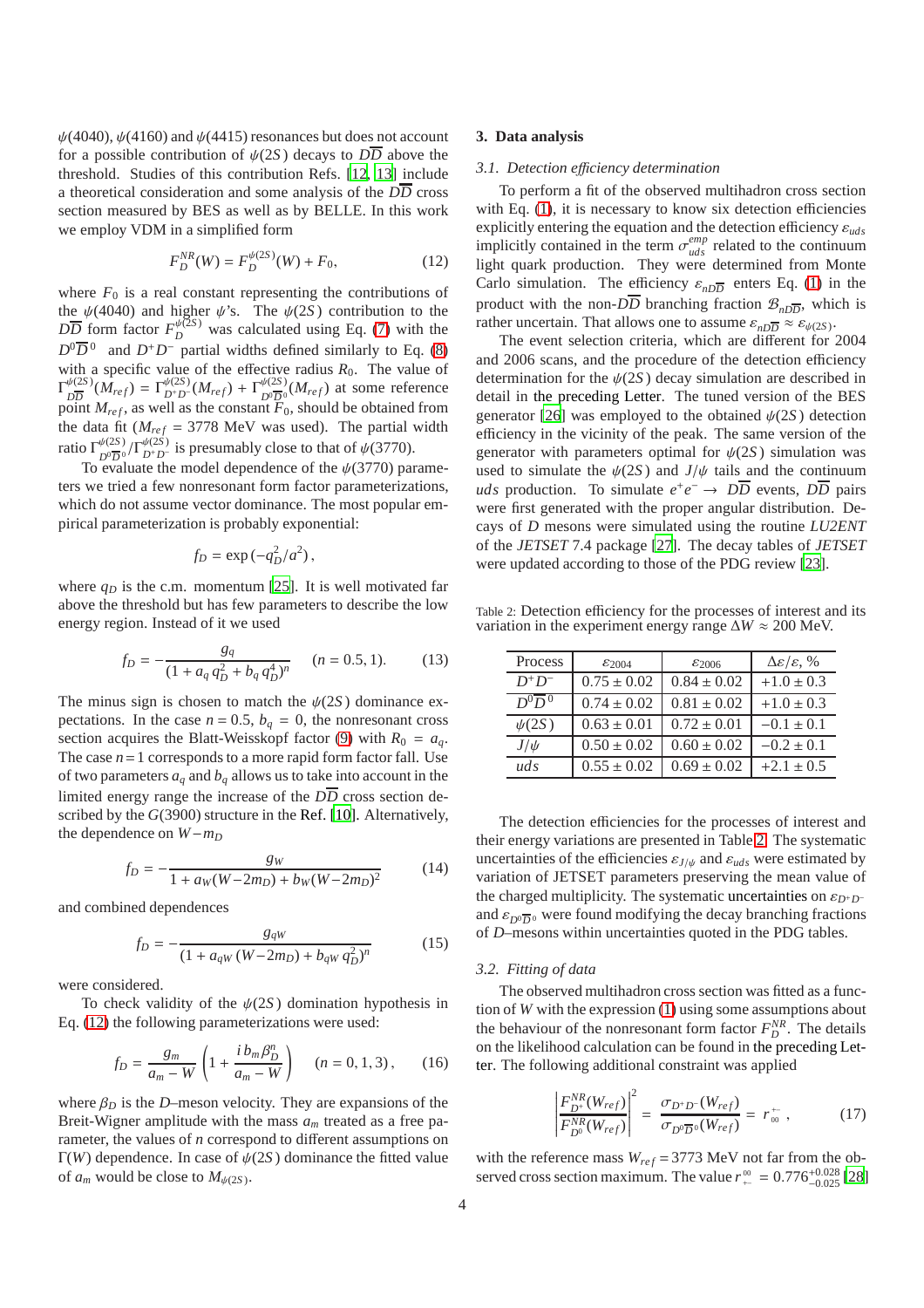$\psi(4040)$, $\psi(4160)$ and $\psi(4415)$ resonances but does not account for a possible contribution of $\psi(2S)$ decays to $D\overline{D}$ above the threshold. Studies of this contribution Refs. [12, 13] include a theoretical consideration and some analysis of the $D\overline{D}$ cross section measured by BES as well as by BELLE. In this work we employ VDM in a simplified form

$$F_D^{NR}(W) = F_D^{\psi(2S)}(W) + F_0, \tag{12}$$

where $F_0$ is a real constant representing the contributions of the $\psi(4040)$ and higher $\psi$'s. The $\psi(2S)$ contribution to the $D\overline{D}$ form factor $F_D^{\psi(2S)}$ was calculated using Eq. (7) with the $D^0\overline{D}{}^0$ and $D^+D^-$ partial widths defined similarly to Eq. (8) with a specific value of the effective radius $R_0$. The value of $\Gamma^{\psi(2S)}_{D\overline{D}}(M_{ref}) = \Gamma^{\psi(2S)}_{D^+D^-}(M_{ref}) + \Gamma^{\psi(2S)}_{D^0\overline{D}{}^0}(M_{ref})$ at some reference point $M_{ref}$, as well as the constant $F_0$, should be obtained from the data fit ($M_{ref} = 3778$ MeV was used). The partial width ratio $\Gamma^{\psi(2S)}_{D^0\overline{D}{}^0}/\Gamma^{\psi(2S)}_{D^+D^-}$ is presumably close to that of $\psi(3770)$.

To evaluate the model dependence of the $\psi(3770)$ parameters we tried a few nonresonant form factor parameterizations, which do not assume vector dominance. The most popular empirical parameterization is probably exponential:

$$f_D = \exp\left(-q_D^2/a^2\right),$$

where $q_D$ is the c.m. momentum [25]. It is well motivated far above the threshold but has few parameters to describe the low energy region. Instead of it we used

$$f_D = -\frac{g_q}{(1 + a_q\, q_D^2 + b_q\, q_D^4)^n} \quad (n = 0.5, 1). \tag{13}$$

The minus sign is chosen to match the $\psi(2S)$ dominance expectations. In the case $n = 0.5$, $b_q = 0$, the nonresonant cross section acquires the Blatt-Weisskopf factor (9) with $R_0 = a_q$. The case $n = 1$ corresponds to a more rapid form factor fall. Use of two parameters $a_q$ and $b_q$ allows us to take into account in the limited energy range the increase of the $D\overline{D}$ cross section described by the $G(3900)$ structure in the Ref. [10]. Alternatively, the dependence on $W - m_D$

$$f_D = -\frac{g_W}{1 + a_W(W - 2m_D) + b_W(W - 2m_D)^2} \tag{14}$$

and combined dependences

$$f_D = -\frac{g_{qW}}{(1 + a_{qW}\,(W - 2m_D) + b_{qW}\, q_D^2)^n} \tag{15}$$

were considered.

To check validity of the $\psi(2S)$ domination hypothesis in Eq. (12) the following parameterizations were used:

$$f_D = \frac{g_m}{a_m - W}\left(1 + \frac{i\, b_m \beta_D^n}{a_m - W}\right) \quad (n = 0, 1, 3), \tag{16}$$

where $\beta_D$ is the $D$–meson velocity. They are expansions of the Breit-Wigner amplitude with the mass $a_m$ treated as a free parameter, the values of $n$ correspond to different assumptions on $\Gamma(W)$ dependence. In case of $\psi(2S)$ dominance the fitted value of $a_m$ would be close to $M_{\psi(2S)}$.

## 3. Data analysis

### 3.1. Detection efficiency determination

To perform a fit of the observed multihadron cross section with Eq. (1), it is necessary to know six detection efficiencies explicitly entering the equation and the detection efficiency $\varepsilon_{uds}$ implicitly contained in the term $\sigma^{emp}_{uds}$ related to the continuum light quark production. They were determined from Monte Carlo simulation. The efficiency $\varepsilon_{nD\overline{D}}$ enters Eq. (1) in the product with the non-$D\overline{D}$ branching fraction $\mathcal{B}_{nD\overline{D}}$, which is rather uncertain. That allows one to assume $\varepsilon_{nD\overline{D}} \approx \varepsilon_{\psi(2S)}$.

The event selection criteria, which are different for 2004 and 2006 scans, and the procedure of the detection efficiency determination for the $\psi(2S)$ decay simulation are described in detail in the preceding Letter. The tuned version of the BES generator [26] was employed to the obtained $\psi(2S)$ detection efficiency in the vicinity of the peak. The same version of the generator with parameters optimal for $\psi(2S)$ simulation was used to simulate the $\psi(2S)$ and $J/\psi$ tails and the continuum $uds$ production. To simulate $e^+e^- \to D\overline{D}$ events, $D\overline{D}$ pairs were first generated with the proper angular distribution. Decays of $D$ mesons were simulated using the routine *LU2ENT* of the *JETSET* 7.4 package [27]. The decay tables of *JETSET* were updated according to those of the PDG review [23].

Table 2: Detection efficiency for the processes of interest and its variation in the experiment energy range $\Delta W \approx 200$ MeV.

| Process | $\varepsilon_{2004}$ | $\varepsilon_{2006}$ | $\Delta\varepsilon/\varepsilon$, % |
|---|---|---|---|
| $D^+D^-$ | $0.75 \pm 0.02$ | $0.84 \pm 0.02$ | $+1.0 \pm 0.3$ |
| $D^0\overline{D}{}^0$ | $0.74 \pm 0.02$ | $0.81 \pm 0.02$ | $+1.0 \pm 0.3$ |
| $\psi(2S)$ | $0.63 \pm 0.01$ | $0.72 \pm 0.01$ | $-0.1 \pm 0.1$ |
| $J/\psi$ | $0.50 \pm 0.02$ | $0.60 \pm 0.02$ | $-0.2 \pm 0.1$ |
| $uds$ | $0.55 \pm 0.02$ | $0.69 \pm 0.02$ | $+2.1 \pm 0.5$ |

The detection efficiencies for the processes of interest and their energy variations are presented in Table 2. The systematic uncertainties of the efficiencies $\varepsilon_{J/\psi}$ and $\varepsilon_{uds}$ were estimated by variation of JETSET parameters preserving the mean value of the charged multiplicity. The systematic uncertainties on $\varepsilon_{D^+D^-}$ and $\varepsilon_{D^0\overline{D}{}^0}$ were found modifying the decay branching fractions of $D$–mesons within uncertainties quoted in the PDG tables.

### 3.2. Fitting of data

The observed multihadron cross section was fitted as a function of $W$ with the expression (1) using some assumptions about the behaviour of the nonresonant form factor $F_D^{NR}$. The details on the likelihood calculation can be found in the preceding Letter. The following additional constraint was applied

$$\left|\frac{F^{NR}_{D^+}(W_{ref})}{F^{NR}_{D^0}(W_{ref})}\right|^2 = \frac{\sigma_{D^+D^-}(W_{ref})}{\sigma_{D^0\overline{D}{}^0}(W_{ref})} = r^{+-}_{00}\,, \tag{17}$$

with the reference mass $W_{ref} = 3773$ MeV not far from the observed cross section maximum. The value $r^{+-}_{00} = 0.776^{+0.028}_{-0.025}$ [28]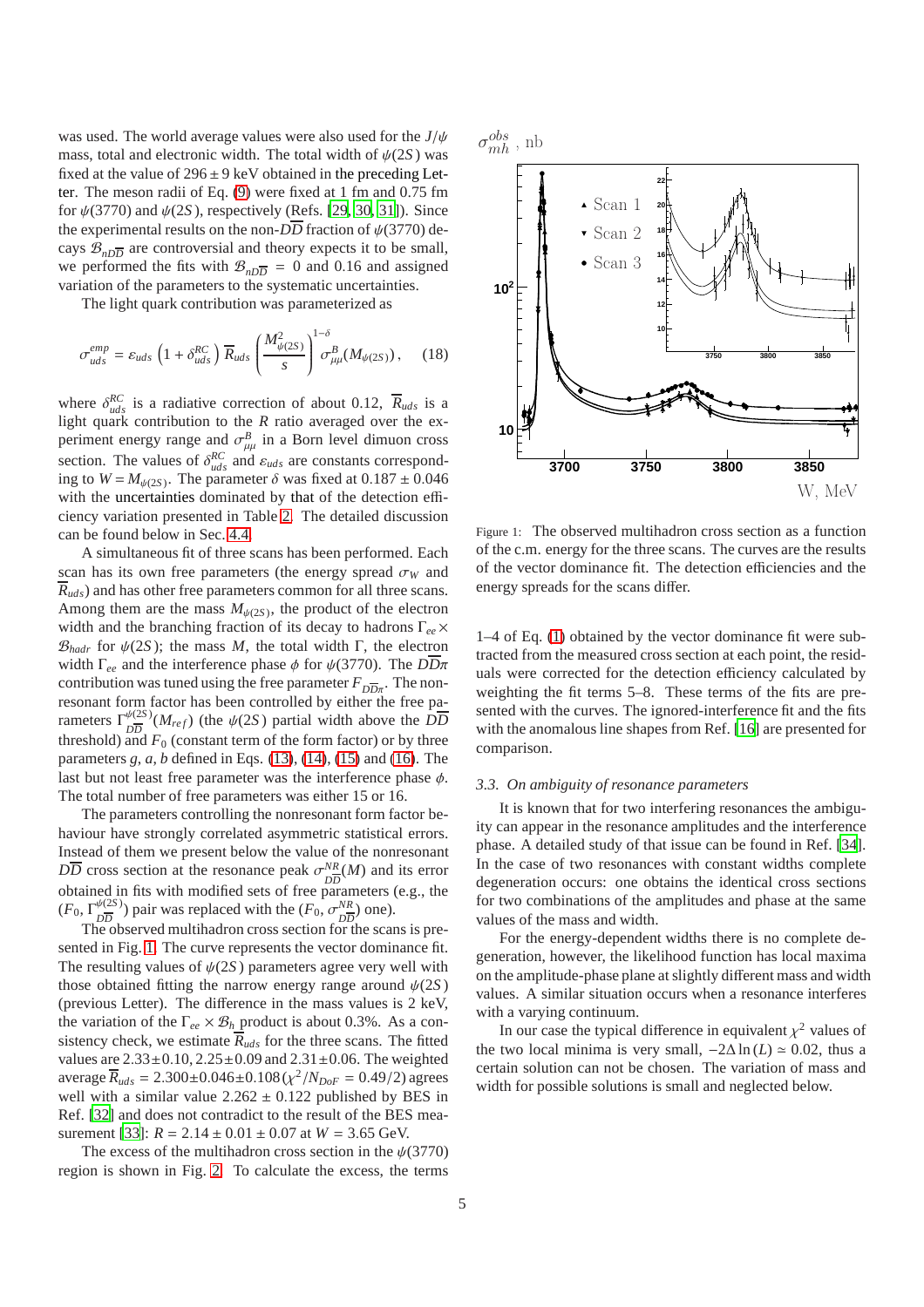was used. The world average values were also used for the $J/\psi$ mass, total and electronic width. The total width of $\psi(2S)$ was fixed at the value of $296 \pm 9$ keV obtained in the preceding Letter. The meson radii of Eq. (9) were fixed at 1 fm and 0.75 fm for $\psi(3770)$ and $\psi(2S)$, respectively (Refs. [29, 30, 31]). Since the experimental results on the non-$D\overline{D}$ fraction of $\psi(3770)$ decays $\mathcal{B}_{nD\overline{D}}$ are controversial and theory expects it to be small, we performed the fits with $\mathcal{B}_{nD\overline{D}} = 0$ and 0.16 and assigned variation of the parameters to the systematic uncertainties.

The light quark contribution was parameterized as

$$\sigma^{emp}_{uds} = \varepsilon_{uds}\left(1 + \delta^{RC}_{uds}\right)\overline{R}_{uds}\left(\frac{M^2_{\psi(2S)}}{s}\right)^{1-\delta}\sigma^B_{\mu\mu}(M_{\psi(2S)}), \quad (18)$$

where $\delta^{RC}_{uds}$ is a radiative correction of about 0.12, $\overline{R}_{uds}$ is a light quark contribution to the $R$ ratio averaged over the experiment energy range and $\sigma^B_{\mu\mu}$ in a Born level dimuon cross section. The values of $\delta^{RC}_{uds}$ and $\varepsilon_{uds}$ are constants corresponding to $W = M_{\psi(2S)}$. The parameter $\delta$ was fixed at $0.187 \pm 0.046$ with the uncertainties dominated by that of the detection efficiency variation presented in Table 2. The detailed discussion can be found below in Sec. 4.4.

A simultaneous fit of three scans has been performed. Each scan has its own free parameters (the energy spread $\sigma_W$ and $\overline{R}_{uds}$) and has other free parameters common for all three scans. Among them are the mass $M_{\psi(2S)}$, the product of the electron width and the branching fraction of its decay to hadrons $\Gamma_{ee} \times \mathcal{B}_{hadr}$ for $\psi(2S)$; the mass $M$, the total width $\Gamma$, the electron width $\Gamma_{ee}$ and the interference phase $\phi$ for $\psi(3770)$. The $D\overline{D}\pi$ contribution was tuned using the free parameter $F_{D\overline{D}\pi}$. The nonresonant form factor has been controlled by either the free parameters $\Gamma^{\psi(2S)}_{D\overline{D}}(M_{ref})$ (the $\psi(2S)$ partial width above the $D\overline{D}$ threshold) and $F_0$ (constant term of the form factor) or by three parameters $g$, $a$, $b$ defined in Eqs. (13), (14), (15) and (16). The last but not least free parameter was the interference phase $\phi$. The total number of free parameters was either 15 or 16.

The parameters controlling the nonresonant form factor behaviour have strongly correlated asymmetric statistical errors. Instead of them we present below the value of the nonresonant $D\overline{D}$ cross section at the resonance peak $\sigma^{NR}_{D\overline{D}}(M)$ and its error obtained in fits with modified sets of free parameters (e.g., the $(F_0, \Gamma^{\psi(2S)}_{D\overline{D}})$ pair was replaced with the $(F_0, \sigma^{NR}_{D\overline{D}})$ one).

The observed multihadron cross section for the scans is presented in Fig. 1. The curve represents the vector dominance fit. The resulting values of $\psi(2S)$ parameters agree very well with those obtained fitting the narrow energy range around $\psi(2S)$ (previous Letter). The difference in the mass values is 2 keV, the variation of the $\Gamma_{ee} \times \mathcal{B}_h$ product is about 0.3%. As a consistency check, we estimate $\overline{R}_{uds}$ for the three scans. The fitted values are $2.33 \pm 0.10$, $2.25 \pm 0.09$ and $2.31 \pm 0.06$. The weighted average $\overline{R}_{uds} = 2.300 \pm 0.046 \pm 0.108$ ($\chi^2/N_{DoF} = 0.49/2$) agrees well with a similar value $2.262 \pm 0.122$ published by BES in Ref. [32] and does not contradict to the result of the BES measurement [33]: $R = 2.14 \pm 0.01 \pm 0.07$ at $W = 3.65$ GeV.

The excess of the multihadron cross section in the $\psi(3770)$ region is shown in Fig. 2. To calculate the excess, the terms 1–4 of Eq. (1) obtained by the vector dominance fit were subtracted from the measured cross section at each point, the residuals were corrected for the detection efficiency calculated by weighting the fit terms 5–8. These terms of the fits are presented with the curves. The ignored-interference fit and the fits with the anomalous line shapes from Ref. [16] are presented for comparison.

Figure 1: The observed multihadron cross section as a function of the c.m. energy for the three scans. The curves are the results of the vector dominance fit. The detection efficiencies and the energy spreads for the scans differ.

### 3.3. On ambiguity of resonance parameters

It is known that for two interfering resonances the ambiguity can appear in the resonance amplitudes and the interference phase. A detailed study of that issue can be found in Ref. [34]. In the case of two resonances with constant widths complete degeneration occurs: one obtains the identical cross sections for two combinations of the amplitudes and phase at the same values of the mass and width.

For the energy-dependent widths there is no complete degeneration, however, the likelihood function has local maxima on the amplitude-phase plane at slightly different mass and width values. A similar situation occurs when a resonance interferes with a varying continuum.

In our case the typical difference in equivalent $\chi^2$ values of the two local minima is very small, $-2\Delta\ln(L) \simeq 0.02$, thus a certain solution can not be chosen. The variation of mass and width for possible solutions is small and neglected below.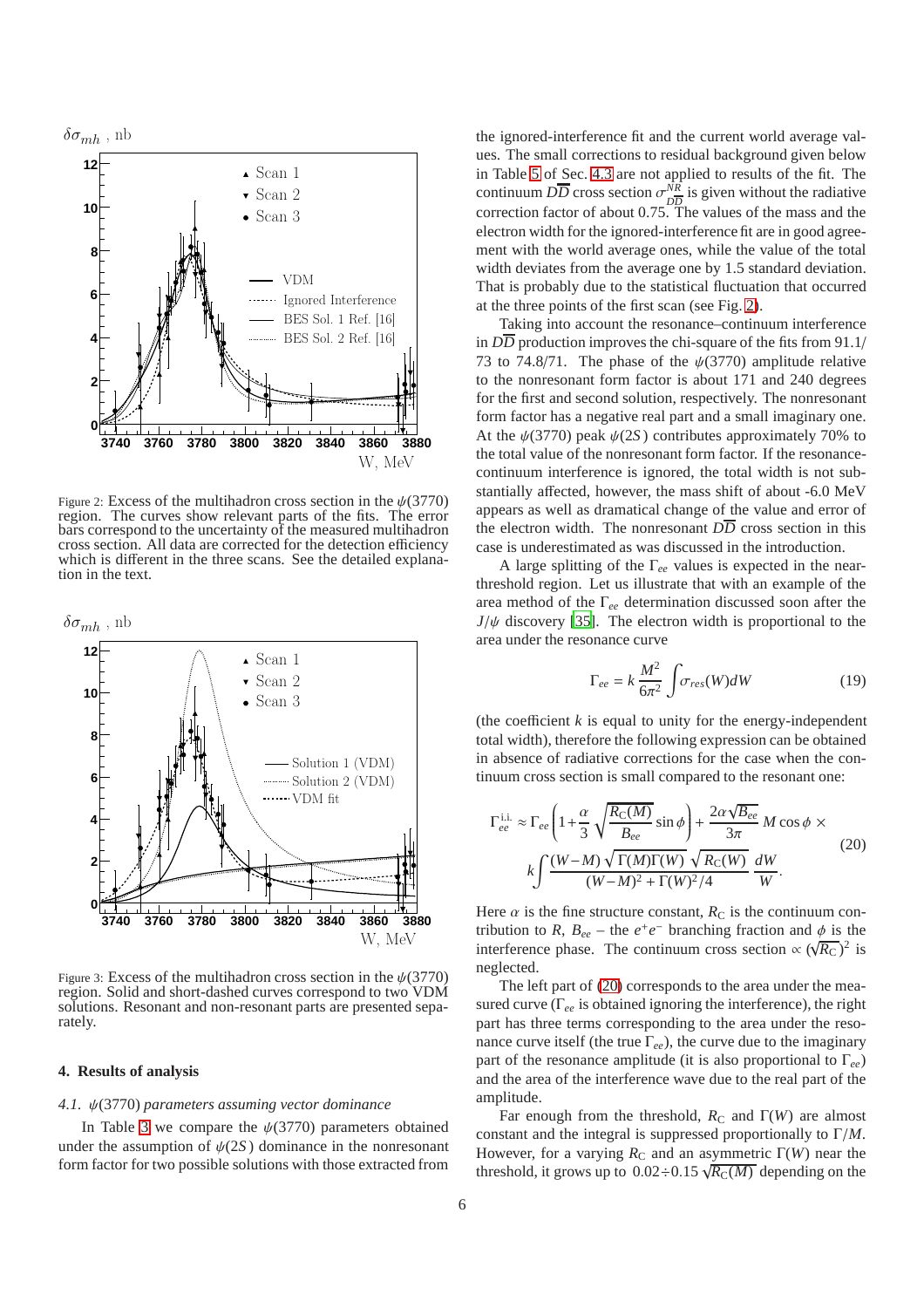Figure 2: Excess of the multihadron cross section in the $\psi(3770)$ region. The curves show relevant parts of the fits. The error bars correspond to the uncertainty of the measured multihadron cross section. All data are corrected for the detection efficiency which is different in the three scans. See the detailed explanation in the text.

Figure 3: Excess of the multihadron cross section in the $\psi(3770)$ region. Solid and short-dashed curves correspond to two VDM solutions. Resonant and non-resonant parts are presented separately.

## 4. Results of analysis

### 4.1. $\psi(3770)$ parameters assuming vector dominance

In Table 3 we compare the $\psi(3770)$ parameters obtained under the assumption of $\psi(2S)$ dominance in the nonresonant form factor for two possible solutions with those extracted from the ignored-interference fit and the current world average values. The small corrections to residual background given below in Table 5 of Sec. 4.3 are not applied to results of the fit. The continuum $D\overline{D}$ cross section $\sigma^{NR}_{D\overline{D}}$ is given without the radiative correction factor of about 0.75. The values of the mass and the electron width for the ignored-interference fit are in good agreement with the world average ones, while the value of the total width deviates from the average one by 1.5 standard deviation. That is probably due to the statistical fluctuation that occurred at the three points of the first scan (see Fig. 2).

Taking into account the resonance–continuum interference in $D\overline{D}$ production improves the chi-square of the fits from 91.1/73 to 74.8/71. The phase of the $\psi(3770)$ amplitude relative to the nonresonant form factor is about 171 and 240 degrees for the first and second solution, respectively. The nonresonant form factor has a negative real part and a small imaginary one. At the $\psi(3770)$ peak $\psi(2S)$ contributes approximately 70% to the total value of the nonresonant form factor. If the resonance-continuum interference is ignored, the total width is not substantially affected, however, the mass shift of about -6.0 MeV appears as well as dramatical change of the value and error of the electron width. The nonresonant $D\overline{D}$ cross section in this case is underestimated as was discussed in the introduction.

A large splitting of the $\Gamma_{ee}$ values is expected in the near-threshold region. Let us illustrate that with an example of the area method of the $\Gamma_{ee}$ determination discussed soon after the $J/\psi$ discovery [35]. The electron width is proportional to the area under the resonance curve

$$\Gamma_{ee} = k\,\frac{M^2}{6\pi^2}\int \sigma_{res}(W)dW \tag{19}$$

(the coefficient $k$ is equal to unity for the energy-independent total width), therefore the following expression can be obtained in absence of radiative corrections for the case when the continuum cross section is small compared to the resonant one:

$$\Gamma^{\rm i.i.}_{ee} \approx \Gamma_{ee}\left(1+\frac{\alpha}{3}\sqrt{\frac{R_{\rm C}(M)}{B_{ee}}}\sin\phi\right) + \frac{2\alpha\sqrt{B_{ee}}}{3\pi}\,M\cos\phi\,\times$$
$$k\int\frac{(W-M)\sqrt{\Gamma(M)\Gamma(W)}\,\sqrt{R_{\rm C}(W)}}{(W-M)^2+\Gamma(W)^2/4}\,\frac{dW}{W}. \tag{20}$$

Here $\alpha$ is the fine structure constant, $R_{\rm C}$ is the continuum contribution to $R$, $B_{ee}$ – the $e^+e^-$ branching fraction and $\phi$ is the interference phase. The continuum cross section $\propto(\sqrt{R_{\rm C}})^2$ is neglected.

The left part of (20) corresponds to the area under the measured curve ($\Gamma_{ee}$ is obtained ignoring the interference), the right part has three terms corresponding to the area under the resonance curve itself (the true $\Gamma_{ee}$), the curve due to the imaginary part of the resonance amplitude (it is also proportional to $\Gamma_{ee}$) and the area of the interference wave due to the real part of the amplitude.

Far enough from the threshold, $R_{\rm C}$ and $\Gamma(W)$ are almost constant and the integral is suppressed proportionally to $\Gamma/M$. However, for a varying $R_{\rm C}$ and an asymmetric $\Gamma(W)$ near the threshold, it grows up to $0.02\div0.15\,\sqrt{R_{\rm C}(M)}$ depending on the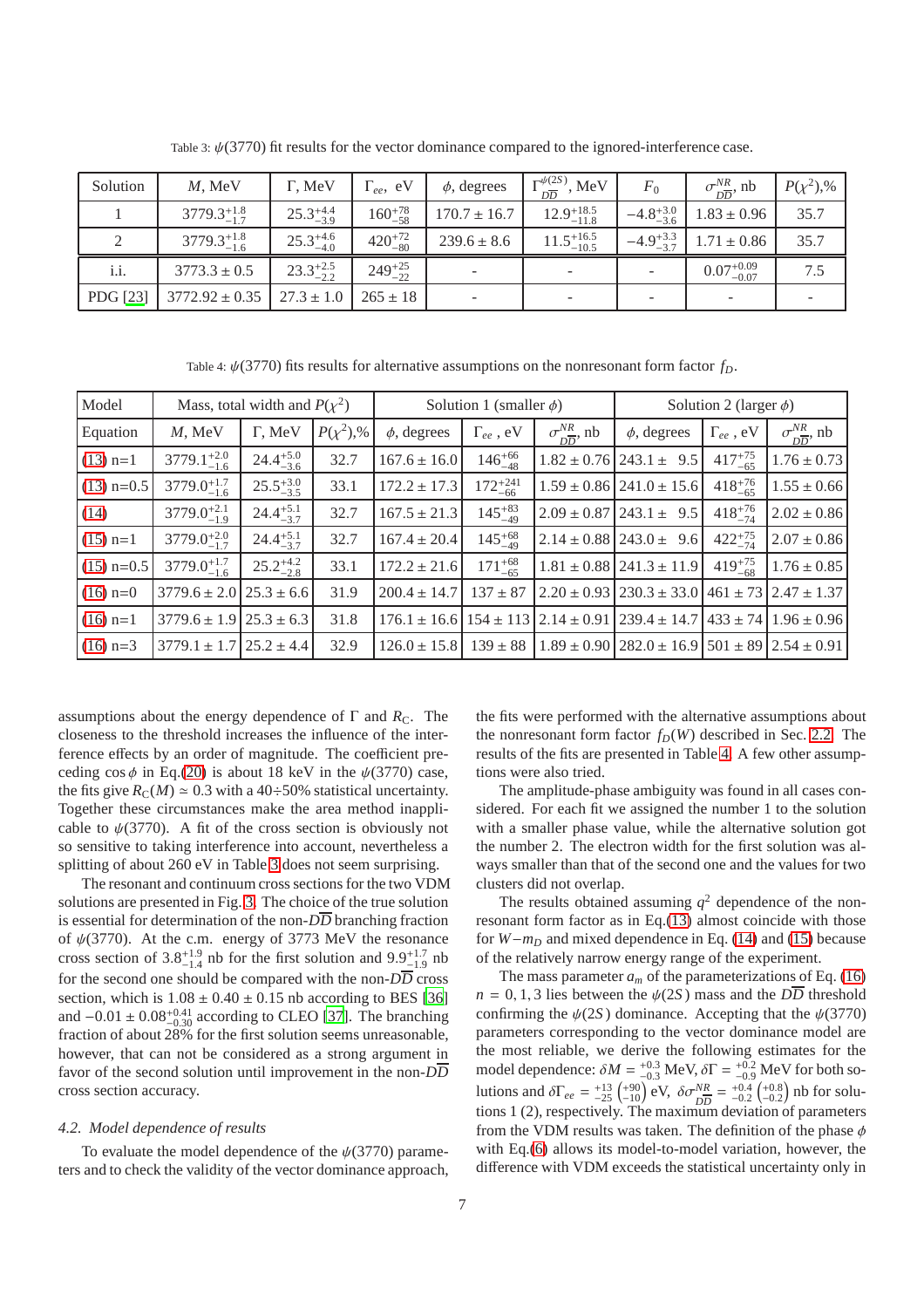Table 3: $\psi(3770)$ fit results for the vector dominance compared to the ignored-interference case.

| Solution | $M$, MeV | $\Gamma$, MeV | $\Gamma_{ee}$, eV | $\phi$, degrees | $\Gamma^{\psi(2S)}_{D\overline{D}}$, MeV | $F_0$ | $\sigma^{NR}_{D\overline{D}}$, nb | $P(\chi^2)$,% |
|---|---|---|---|---|---|---|---|---|
| 1 | $3779.3^{+1.8}_{-1.7}$ | $25.3^{+4.4}_{-3.9}$ | $160^{+78}_{-58}$ | $170.7 \pm 16.7$ | $12.9^{+18.5}_{-11.8}$ | $-4.8^{+3.0}_{-3.6}$ | $1.83 \pm 0.96$ | 35.7 |
| 2 | $3779.3^{+1.8}_{-1.6}$ | $25.3^{+4.6}_{-4.0}$ | $420^{+72}_{-80}$ | $239.6 \pm 8.6$ | $11.5^{+16.5}_{-10.5}$ | $-4.9^{+3.3}_{-3.7}$ | $1.71 \pm 0.86$ | 35.7 |
| i.i. | $3773.3 \pm 0.5$ | $23.3^{+2.5}_{-2.2}$ | $249^{+25}_{-22}$ | - | - | - | $0.07^{+0.09}_{-0.07}$ | 7.5 |
| PDG [23] | $3772.92 \pm 0.35$ | $27.3 \pm 1.0$ | $265 \pm 18$ | - | - | - | - | - |

Table 4: $\psi(3770)$ fits results for alternative assumptions on the nonresonant form factor $f_D$.

| Model | Mass, total width and $P(\chi^2)$ | | | Solution 1 (smaller $\phi$) | | | Solution 2 (larger $\phi$) | | |
|---|---|---|---|---|---|---|---|---|---|
| Equation | $M$, MeV | $\Gamma$, MeV | $P(\chi^2)$,% | $\phi$, degrees | $\Gamma_{ee}$, eV | $\sigma^{NR}_{D\overline{D}}$, nb | $\phi$, degrees | $\Gamma_{ee}$, eV | $\sigma^{NR}_{D\overline{D}}$, nb |
| (13) n=1 | $3779.1^{+2.0}_{-1.6}$ | $24.4^{+5.0}_{-3.6}$ | 32.7 | $167.6 \pm 16.0$ | $146^{+66}_{-48}$ | $1.82 \pm 0.76$ | $243.1 \pm 9.5$ | $417^{+75}_{-65}$ | $1.76 \pm 0.73$ |
| (13) n=0.5 | $3779.0^{+1.7}_{-1.6}$ | $25.5^{+3.0}_{-3.5}$ | 33.1 | $172.2 \pm 17.3$ | $172^{+241}_{-66}$ | $1.59 \pm 0.86$ | $241.0 \pm 15.6$ | $418^{+76}_{-65}$ | $1.55 \pm 0.66$ |
| (14) | $3779.0^{+2.1}_{-1.9}$ | $24.4^{+5.1}_{-3.7}$ | 32.7 | $167.5 \pm 21.3$ | $145^{+83}_{-49}$ | $2.09 \pm 0.87$ | $243.1 \pm 9.5$ | $418^{+76}_{-74}$ | $2.02 \pm 0.86$ |
| (15) n=1 | $3779.0^{+2.0}_{-1.7}$ | $24.4^{+5.1}_{-3.7}$ | 32.7 | $167.4 \pm 20.4$ | $145^{+68}_{-49}$ | $2.14 \pm 0.88$ | $243.0 \pm 9.6$ | $422^{+75}_{-74}$ | $2.07 \pm 0.86$ |
| (15) n=0.5 | $3779.0^{+1.7}_{-1.6}$ | $25.2^{+4.2}_{-2.8}$ | 33.1 | $172.2 \pm 21.6$ | $171^{+68}_{-65}$ | $1.81 \pm 0.88$ | $241.3 \pm 11.9$ | $419^{+75}_{-68}$ | $1.76 \pm 0.85$ |
| (16) n=0 | $3779.6 \pm 2.0$ | $25.3 \pm 6.6$ | 31.9 | $200.4 \pm 14.7$ | $137 \pm 87$ | $2.20 \pm 0.93$ | $230.3 \pm 33.0$ | $461 \pm 73$ | $2.47 \pm 1.37$ |
| (16) n=1 | $3779.6 \pm 1.9$ | $25.3 \pm 6.3$ | 31.8 | $176.1 \pm 16.6$ | $154 \pm 113$ | $2.14 \pm 0.91$ | $239.4 \pm 14.7$ | $433 \pm 74$ | $1.96 \pm 0.96$ |
| (16) n=3 | $3779.1 \pm 1.7$ | $25.2 \pm 4.4$ | 32.9 | $126.0 \pm 15.8$ | $139 \pm 88$ | $1.89 \pm 0.90$ | $282.0 \pm 16.9$ | $501 \pm 89$ | $2.54 \pm 0.91$ |

assumptions about the energy dependence of $\Gamma$ and $R_C$. The closeness to the threshold increases the influence of the interference effects by an order of magnitude. The coefficient preceding $\cos\phi$ in Eq.(20) is about 18 keV in the $\psi(3770)$ case, the fits give $R_C(M) \simeq 0.3$ with a 40÷50% statistical uncertainty. Together these circumstances make the area method inapplicable to $\psi(3770)$. A fit of the cross section is obviously not so sensitive to taking interference into account, nevertheless a splitting of about 260 eV in Table 3 does not seem surprising.

The resonant and continuum cross sections for the two VDM solutions are presented in Fig. 3. The choice of the true solution is essential for determination of the non-$D\overline{D}$ branching fraction of $\psi(3770)$. At the c.m. energy of 3773 MeV the resonance cross section of $3.8^{+1.9}_{-1.4}$ nb for the first solution and $9.9^{+1.7}_{-1.9}$ nb for the second one should be compared with the non-$D\overline{D}$ cross section, which is $1.08 \pm 0.40 \pm 0.15$ nb according to BES [36] and $-0.01 \pm 0.08^{+0.41}_{-0.30}$ according to CLEO [37]. The branching fraction of about 28% for the first solution seems unreasonable, however, that can not be considered as a strong argument in favor of the second solution until improvement in the non-$D\overline{D}$ cross section accuracy.

### 4.2. Model dependence of results

To evaluate the model dependence of the $\psi(3770)$ parameters and to check the validity of the vector dominance approach, the fits were performed with the alternative assumptions about the nonresonant form factor $f_D(W)$ described in Sec. 2.2. The results of the fits are presented in Table 4. A few other assumptions were also tried.

The amplitude-phase ambiguity was found in all cases considered. For each fit we assigned the number 1 to the solution with a smaller phase value, while the alternative solution got the number 2. The electron width for the first solution was always smaller than that of the second one and the values for two clusters did not overlap.

The results obtained assuming $q^2$ dependence of the nonresonant form factor as in Eq.(13) almost coincide with those for $W - m_D$ and mixed dependence in Eq. (14) and (15) because of the relatively narrow energy range of the experiment.

The mass parameter $a_m$ of the parameterizations of Eq. (16) $n = 0, 1, 3$ lies between the $\psi(2S)$ mass and the $D\overline{D}$ threshold confirming the $\psi(2S)$ dominance. Accepting that the $\psi(3770)$ parameters corresponding to the vector dominance model are the most reliable, we derive the following estimates for the model dependence: $\delta M = ^{+0.3}_{-0.3}$ MeV, $\delta\Gamma = ^{+0.2}_{-0.9}$ MeV for both solutions and $\delta\Gamma_{ee} = ^{+13}_{-25} \left(^{+90}_{-10}\right)$ eV, $\delta\sigma^{NR}_{D\overline{D}} = ^{+0.4}_{-0.2} \left(^{+0.8}_{-0.2}\right)$ nb for solutions 1 (2), respectively. The maximum deviation of parameters from the VDM results was taken. The definition of the phase $\phi$ with Eq.(6) allows its model-to-model variation, however, the difference with VDM exceeds the statistical uncertainty only in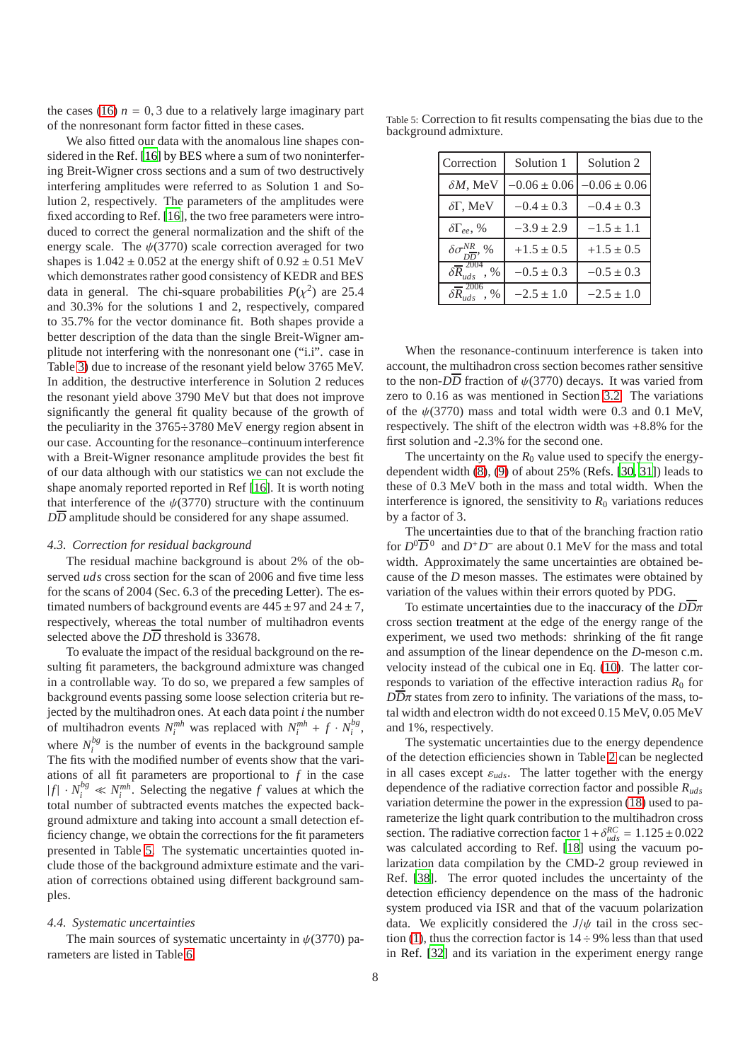the cases (16) $n = 0, 3$ due to a relatively large imaginary part of the nonresonant form factor fitted in these cases.

We also fitted our data with the anomalous line shapes considered in the Ref. [16] by BES where a sum of two noninterfering Breit-Wigner cross sections and a sum of two destructively interfering amplitudes were referred to as Solution 1 and Solution 2, respectively. The parameters of the amplitudes were fixed according to Ref. [16], the two free parameters were introduced to correct the general normalization and the shift of the energy scale. The $\psi(3770)$ scale correction averaged for two shapes is $1.042 \pm 0.052$ at the energy shift of $0.92 \pm 0.51$ MeV which demonstrates rather good consistency of KEDR and BES data in general. The chi-square probabilities $P(\chi^2)$ are 25.4 and 30.3% for the solutions 1 and 2, respectively, compared to 35.7% for the vector dominance fit. Both shapes provide a better description of the data than the single Breit-Wigner amplitude not interfering with the nonresonant one ("i.i". case in Table 3) due to increase of the resonant yield below 3765 MeV. In addition, the destructive interference in Solution 2 reduces the resonant yield above 3790 MeV but that does not improve significantly the general fit quality because of the growth of the peculiarity in the 3765÷3780 MeV energy region absent in our case. Accounting for the resonance–continuum interference with a Breit-Wigner resonance amplitude provides the best fit of our data although with our statistics we can not exclude the shape anomaly reported reported in Ref [16]. It is worth noting that interference of the $\psi(3770)$ structure with the continuum $D\overline{D}$ amplitude should be considered for any shape assumed.

### 4.3. Correction for residual background

The residual machine background is about 2% of the observed $uds$ cross section for the scan of 2006 and five time less for the scans of 2004 (Sec. 6.3 of the preceding Letter). The estimated numbers of background events are $445 \pm 97$ and $24 \pm 7$, respectively, whereas the total number of multihadron events selected above the $D\overline{D}$ threshold is 33678.

To evaluate the impact of the residual background on the resulting fit parameters, the background admixture was changed in a controllable way. To do so, we prepared a few samples of background events passing some loose selection criteria but rejected by the multihadron ones. At each data point $i$ the number of multihadron events $N_i^{mh}$ was replaced with $N_i^{mh} + f \cdot N_i^{bg}$, where $N_i^{bg}$ is the number of events in the background sample The fits with the modified number of events show that the variations of all fit parameters are proportional to $f$ in the case $|f| \cdot N_i^{bg} \ll N_i^{mh}$. Selecting the negative $f$ values at which the total number of subtracted events matches the expected background admixture and taking into account a small detection efficiency change, we obtain the corrections for the fit parameters presented in Table 5. The systematic uncertainties quoted include those of the background admixture estimate and the variation of corrections obtained using different background samples.

### 4.4. Systematic uncertainties

The main sources of systematic uncertainty in $\psi(3770)$ parameters are listed in Table 6.

Table 5: Correction to fit results compensating the bias due to the background admixture.

| Correction | Solution 1 | Solution 2 |
|---|---|---|
| $\delta M$, MeV | $-0.06 \pm 0.06$ | $-0.06 \pm 0.06$ |
| $\delta\Gamma$, MeV | $-0.4 \pm 0.3$ | $-0.4 \pm 0.3$ |
| $\delta\Gamma_{ee}$, % | $-3.9 \pm 2.9$ | $-1.5 \pm 1.1$ |
| $\delta\sigma^{NR}_{D\overline{D}}$, % | $+1.5 \pm 0.5$ | $+1.5 \pm 0.5$ |
| $\delta\overline{R}^{2004}_{uds}$, % | $-0.5 \pm 0.3$ | $-0.5 \pm 0.3$ |
| $\delta\overline{R}^{2006}_{uds}$, % | $-2.5 \pm 1.0$ | $-2.5 \pm 1.0$ |

When the resonance-continuum interference is taken into account, the multihadron cross section becomes rather sensitive to the non-$D\overline{D}$ fraction of $\psi(3770)$ decays. It was varied from zero to 0.16 as was mentioned in Section 3.2. The variations of the $\psi(3770)$ mass and total width were 0.3 and 0.1 MeV, respectively. The shift of the electron width was +8.8% for the first solution and -2.3% for the second one.

The uncertainty on the $R_0$ value used to specify the energy-dependent width (8), (9) of about 25% (Refs. [30, 31]) leads to these of 0.3 MeV both in the mass and total width. When the interference is ignored, the sensitivity to $R_0$ variations reduces by a factor of 3.

The uncertainties due to that of the branching fraction ratio for $D^0\overline{D}^0$ and $D^+D^-$ are about 0.1 MeV for the mass and total width. Approximately the same uncertainties are obtained because of the $D$ meson masses. The estimates were obtained by variation of the values within their errors quoted by PDG.

To estimate uncertainties due to the inaccuracy of the $D\overline{D}\pi$ cross section treatment at the edge of the energy range of the experiment, we used two methods: shrinking of the fit range and assumption of the linear dependence on the $D$-meson c.m. velocity instead of the cubical one in Eq. (10). The latter corresponds to variation of the effective interaction radius $R_0$ for $D\overline{D}\pi$ states from zero to infinity. The variations of the mass, total width and electron width do not exceed 0.15 MeV, 0.05 MeV and 1%, respectively.

The systematic uncertainties due to the energy dependence of the detection efficiencies shown in Table 2 can be neglected in all cases except $\varepsilon_{uds}$. The latter together with the energy dependence of the radiative correction factor and possible $R_{uds}$ variation determine the power in the expression (18) used to parameterize the light quark contribution to the multihadron cross section. The radiative correction factor $1 + \delta^{RC}_{uds} = 1.125 \pm 0.022$ was calculated according to Ref. [18] using the vacuum polarization data compilation by the CMD-2 group reviewed in Ref. [38]. The error quoted includes the uncertainty of the detection efficiency dependence on the mass of the hadronic system produced via ISR and that of the vacuum polarization data. We explicitly considered the $J/\psi$ tail in the cross section (1), thus the correction factor is 14 ÷ 9% less than that used in Ref. [32] and its variation in the experiment energy range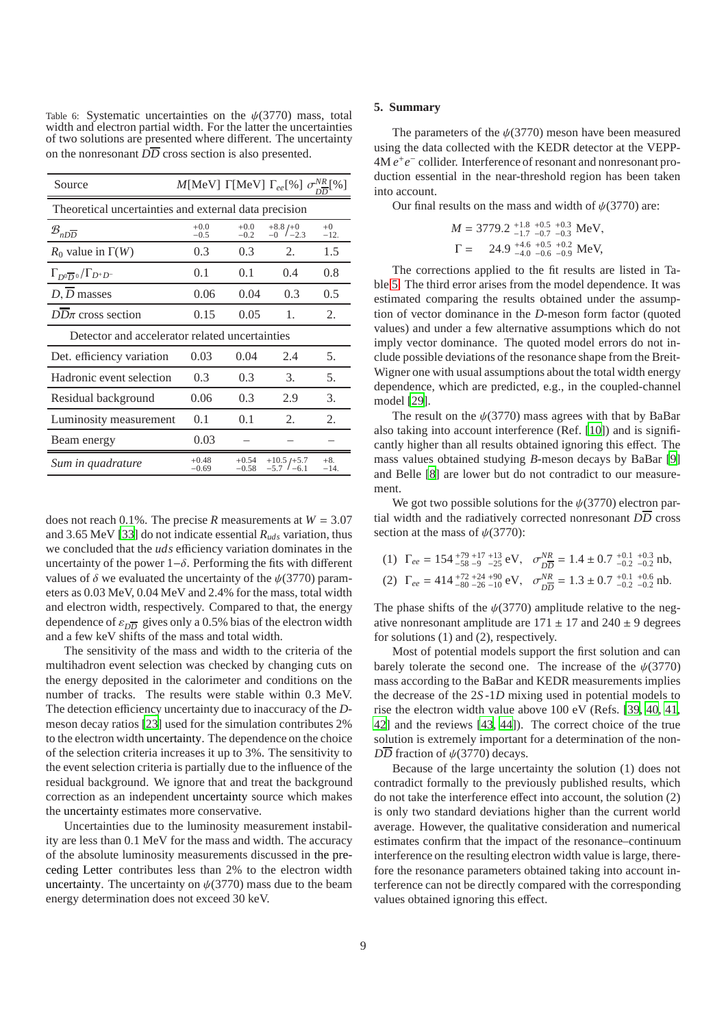Table 6: Systematic uncertainties on the $\psi(3770)$ mass, total width and electron partial width. For the latter the uncertainties of two solutions are presented where different. The uncertainty on the nonresonant $D\overline{D}$ cross section is also presented.

| Source | $M$[MeV] | $\Gamma$[MeV] | $\Gamma_{ee}$[%] | $\sigma^{NR}_{D\overline{D}}$[%] |
|---|---|---|---|---|
| Theoretical uncertainties and external data precision | | | | |
| $\mathcal{B}_{nD\overline{D}}$ | $^{+0.0}_{-0.5}$ | $^{+0.0}_{-0.2}$ | $^{+8.8}_{-0}/^{+0}_{-2.3}$ | $^{+0}_{-12.}$ |
| $R_0$ value in $\Gamma(W)$ | 0.3 | 0.3 | 2. | 1.5 |
| $\Gamma_{D^0\overline{D}^0}/\Gamma_{D^+D^-}$ | 0.1 | 0.1 | 0.4 | 0.8 |
| $D, \overline{D}$ masses | 0.06 | 0.04 | 0.3 | 0.5 |
| $D\overline{D}\pi$ cross section | 0.15 | 0.05 | 1. | 2. |
| Detector and accelerator related uncertainties | | | | |
| Det. efficiency variation | 0.03 | 0.04 | 2.4 | 5. |
| Hadronic event selection | 0.3 | 0.3 | 3. | 5. |
| Residual background | 0.06 | 0.3 | 2.9 | 3. |
| Luminosity measurement | 0.1 | 0.1 | 2. | 2. |
| Beam energy | 0.03 | – | – | – |
| *Sum in quadrature* | $^{+0.48}_{-0.69}$ | $^{+0.54}_{-0.58}$ | $^{+10.5}_{-5.7}/^{+5.7}_{-6.1}$ | $^{+8.}_{-14.}$ |

does not reach 0.1%. The precise $R$ measurements at $W = 3.07$ and 3.65 MeV [33] do not indicate essential $R_{uds}$ variation, thus we concluded that the $uds$ efficiency variation dominates in the uncertainty of the power $1-\delta$. Performing the fits with different values of $\delta$ we evaluated the uncertainty of the $\psi(3770)$ parameters as 0.03 MeV, 0.04 MeV and 2.4% for the mass, total width and electron width, respectively. Compared to that, the energy dependence of $\varepsilon_{D\overline{D}}$ gives only a 0.5% bias of the electron width and a few keV shifts of the mass and total width.

The sensitivity of the mass and width to the criteria of the multihadron event selection was checked by changing cuts on the energy deposited in the calorimeter and conditions on the number of tracks. The results were stable within 0.3 MeV. The detection efficiency uncertainty due to inaccuracy of the $D$-meson decay ratios [23] used for the simulation contributes 2% to the electron width uncertainty. The dependence on the choice of the selection criteria increases it up to 3%. The sensitivity to the event selection criteria is partially due to the influence of the residual background. We ignore that and treat the background correction as an independent uncertainty source which makes the uncertainty estimates more conservative.

Uncertainties due to the luminosity measurement instability are less than 0.1 MeV for the mass and width. The accuracy of the absolute luminosity measurements discussed in the preceding Letter contributes less than 2% to the electron width uncertainty. The uncertainty on $\psi(3770)$ mass due to the beam energy determination does not exceed 30 keV.

## 5. Summary

The parameters of the $\psi(3770)$ meson have been measured using the data collected with the KEDR detector at the VEPP-4M $e^+e^-$ collider. Interference of resonant and nonresonant production essential in the near-threshold region has been taken into account.

Our final results on the mass and width of $\psi(3770)$ are:

$$M = 3779.2\ ^{+1.8}_{-1.7}\ ^{+0.5}_{-0.7}\ ^{+0.3}_{-0.3}\ \text{MeV},$$
$$\Gamma = 24.9\ ^{+4.6}_{-4.0}\ ^{+0.5}_{-0.6}\ ^{+0.2}_{-0.9}\ \text{MeV},$$

The corrections applied to the fit results are listed in Table 5. The third error arises from the model dependence. It was estimated comparing the results obtained under the assumption of vector dominance in the $D$-meson form factor (quoted values) and under a few alternative assumptions which do not imply vector dominance. The quoted model errors do not include possible deviations of the resonance shape from the Breit-Wigner one with usual assumptions about the total width energy dependence, which are predicted, e.g., in the coupled-channel model [29].

The result on the $\psi(3770)$ mass agrees with that by BaBar also taking into account interference (Ref. [10]) and is significantly higher than all results obtained ignoring this effect. The mass values obtained studying $B$-meson decays by BaBar [9] and Belle [8] are lower but do not contradict to our measurement.

We got two possible solutions for the $\psi(3770)$ electron partial width and the radiatively corrected nonresonant $D\overline{D}$ cross section at the mass of $\psi(3770)$:

$$(1)\ \ \Gamma_{ee} = 154\ ^{+79}_{-58}\ ^{+17}_{-9}\ ^{+13}_{-25}\ \text{eV},\ \ \sigma^{NR}_{D\overline{D}} = 1.4 \pm 0.7\ ^{+0.1}_{-0.2}\ ^{+0.3}_{-0.2}\ \text{nb},$$
$$(2)\ \ \Gamma_{ee} = 414\ ^{+72}_{-80}\ ^{+24}_{-26}\ ^{+90}_{-10}\ \text{eV},\ \ \sigma^{NR}_{D\overline{D}} = 1.3 \pm 0.7\ ^{+0.1}_{-0.2}\ ^{+0.6}_{-0.2}\ \text{nb}.$$

The phase shifts of the $\psi(3770)$ amplitude relative to the negative nonresonant amplitude are $171 \pm 17$ and $240 \pm 9$ degrees for solutions (1) and (2), respectively.

Most of potential models support the first solution and can barely tolerate the second one. The increase of the $\psi(3770)$ mass according to the BaBar and KEDR measurements implies the decrease of the $2S$-$1D$ mixing used in potential models to rise the electron width value above 100 eV (Refs. [39, 40, 41, 42] and the reviews [43, 44]). The correct choice of the true solution is extremely important for a determination of the non-$D\overline{D}$ fraction of $\psi(3770)$ decays.

Because of the large uncertainty the solution (1) does not contradict formally to the previously published results, which do not take the interference effect into account, the solution (2) is only two standard deviations higher than the current world average. However, the qualitative consideration and numerical estimates confirm that the impact of the resonance–continuum interference on the resulting electron width value is large, therefore the resonance parameters obtained taking into account interference can not be directly compared with the corresponding values obtained ignoring this effect.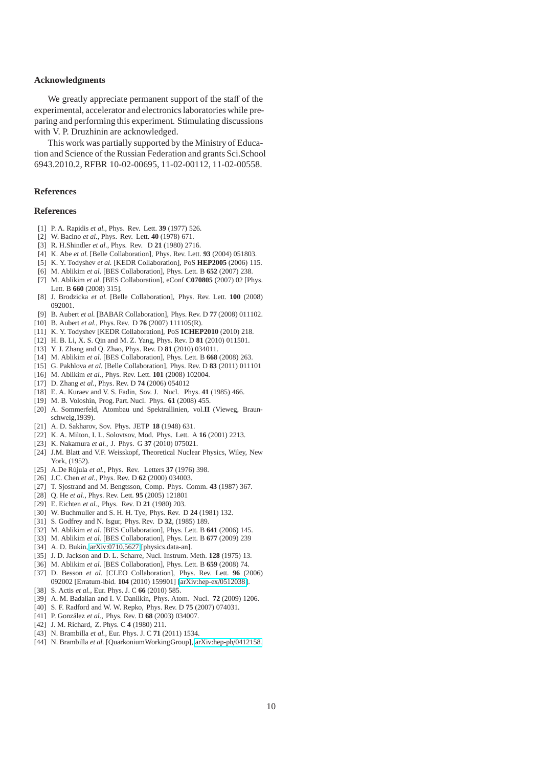### Acknowledgments

We greatly appreciate permanent support of the staff of the experimental, accelerator and electronics laboratories while preparing and performing this experiment. Stimulating discussions with V. P. Druzhinin are acknowledged.

This work was partially supported by the Ministry of Education and Science of the Russian Federation and grants Sci.School 6943.2010.2, RFBR 10-02-00695, 11-02-00112, 11-02-00558.

### References

### References

[1] P. A. Rapidis *et al.*, Phys. Rev. Lett. **39** (1977) 526.
[2] W. Bacino *et al.*, Phys. Rev. Lett. **40** (1978) 671.
[3] R. H.Shindler *et al.*, Phys. Rev. D **21** (1980) 2716.
[4] K. Abe *et al.* [Belle Collaboration], Phys. Rev. Lett. **93** (2004) 051803.
[5] K. Y. Todyshev *et al.* [KEDR Collaboration], PoS **HEP2005** (2006) 115.
[6] M. Ablikim *et al.* [BES Collaboration], Phys. Lett. B **652** (2007) 238.
[7] M. Ablikim *et al.* [BES Collaboration], eConf **C070805** (2007) 02 [Phys. Lett. B **660** (2008) 315].
[8] J. Brodzicka *et al.* [Belle Collaboration], Phys. Rev. Lett. **100** (2008) 092001.
[9] B. Aubert *et al.* [BABAR Collaboration], Phys. Rev. D **77** (2008) 011102.
[10] B. Aubert *et al.*, Phys. Rev. D **76** (2007) 111105(R).
[11] K. Y. Todyshev [KEDR Collaboration], PoS **ICHEP2010** (2010) 218.
[12] H. B. Li, X. S. Qin and M. Z. Yang, Phys. Rev. D **81** (2010) 011501.
[13] Y. J. Zhang and Q. Zhao, Phys. Rev. D **81** (2010) 034011.
[14] M. Ablikim *et al.* [BES Collaboration], Phys. Lett. B **668** (2008) 263.
[15] G. Pakhlova *et al.* [Belle Collaboration], Phys. Rev. D **83** (2011) 011101
[16] M. Ablikim *et al.*, Phys. Rev. Lett. **101** (2008) 102004.
[17] D. Zhang *et al.*, Phys. Rev. D **74** (2006) 054012
[18] E. A. Kuraev and V. S. Fadin, Sov. J. Nucl. Phys. **41** (1985) 466.
[19] M. B. Voloshin, Prog. Part. Nucl. Phys. **61** (2008) 455.
[20] A. Sommerfeld, Atombau und Spektrallinien, vol.**II** (Vieweg, Braunschweig,1939).
[21] A. D. Sakharov, Sov. Phys. JETP **18** (1948) 631.
[22] K. A. Milton, I. L. Solovtsov, Mod. Phys. Lett. A **16** (2001) 2213.
[23] K. Nakamura *et al.*, J. Phys. G **37** (2010) 075021.
[24] J.M. Blatt and V.F. Weisskopf, Theoretical Nuclear Physics, Wiley, New York, (1952).
[25] A.De Rújula *et al.*, Phys. Rev. Letters **37** (1976) 398.
[26] J.C. Chen *et al.*, Phys. Rev. D **62** (2000) 034003.
[27] T. Sjostrand and M. Bengtsson, Comp. Phys. Comm. **43** (1987) 367.
[28] Q. He *et al.*, Phys. Rev. Lett. **95** (2005) 121801
[29] E. Eichten *et al.*, Phys. Rev. D **21** (1980) 203.
[30] W. Buchmuller and S. H. H. Tye, Phys. Rev. D **24** (1981) 132.
[31] S. Godfrey and N. Isgur, Phys. Rev. D **32**, (1985) 189.
[32] M. Ablikim *et al.* [BES Collaboration], Phys. Lett. B **641** (2006) 145.
[33] M. Ablikim *et al.* [BES Collaboration], Phys. Lett. B **677** (2009) 239
[34] A. D. Bukin, arXiv:0710.5627 [physics.data-an].
[35] J. D. Jackson and D. L. Scharre, Nucl. Instrum. Meth. **128** (1975) 13.
[36] M. Ablikim *et al.* [BES Collaboration], Phys. Lett. B **659** (2008) 74.
[37] D. Besson *et al.* [CLEO Collaboration], Phys. Rev. Lett. **96** (2006) 092002 [Erratum-ibid. **104** (2010) 159901] [arXiv:hep-ex/0512038].
[38] S. Actis *et al.*, Eur. Phys. J. C **66** (2010) 585.
[39] A. M. Badalian and I. V. Danilkin, Phys. Atom. Nucl. **72** (2009) 1206.
[40] S. F. Radford and W. W. Repko, Phys. Rev. D **75** (2007) 074031.
[41] P. González *et al.*, Phys. Rev. D **68** (2003) 034007.
[42] J. M. Richard, Z. Phys. C **4** (1980) 211.
[43] N. Brambilla *et al.*, Eur. Phys. J. C **71** (2011) 1534.
[44] N. Brambilla *et al.* [QuarkoniumWorkingGroup], arXiv:hep-ph/0412158.